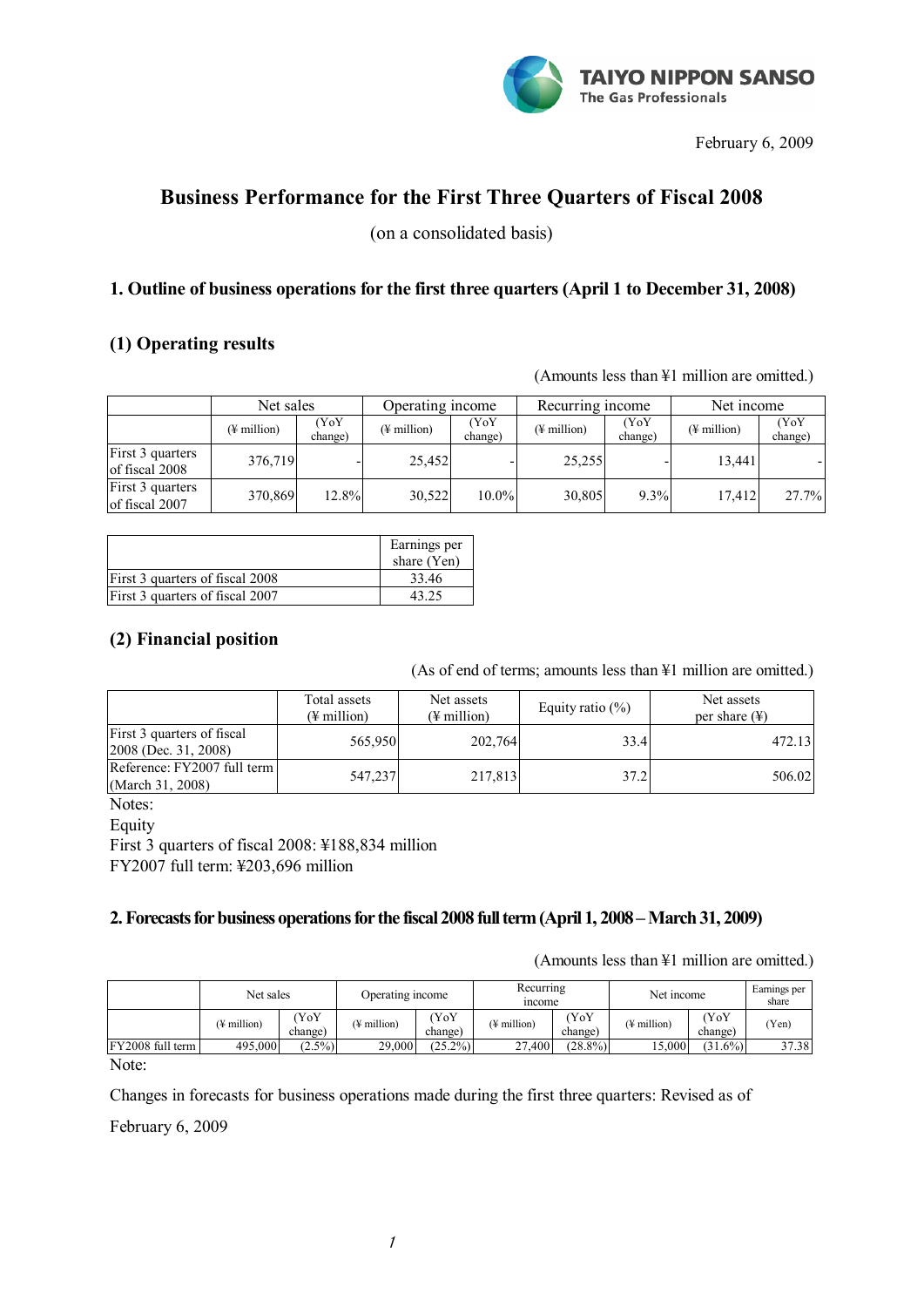TAIYO NIPPON SANSO
The Gas Professionals

February 6, 2009

# Business Performance for the First Three Quarters of Fiscal 2008

(on a consolidated basis)

## 1. Outline of business operations for the first three quarters (April 1 to December 31, 2008)

### (1) Operating results

(Amounts less than ¥1 million are omitted.)

| | Net sales | | Operating income | | Recurring income | | Net income | |
|---|---|---|---|---|---|---|---|---|
| | (¥ million) | (YoY change) | (¥ million) | (YoY change) | (¥ million) | (YoY change) | (¥ million) | (YoY change) |
| First 3 quarters of fiscal 2008 | 376,719 | - | 25,452 | - | 25,255 | - | 13,441 | - |
| First 3 quarters of fiscal 2007 | 370,869 | 12.8% | 30,522 | 10.0% | 30,805 | 9.3% | 17,412 | 27.7% |

| | Earnings per share (Yen) |
|---|---|
| First 3 quarters of fiscal 2008 | 33.46 |
| First 3 quarters of fiscal 2007 | 43.25 |

### (2) Financial position

(As of end of terms; amounts less than ¥1 million are omitted.)

| | Total assets (¥ million) | Net assets (¥ million) | Equity ratio (%) | Net assets per share (¥) |
|---|---|---|---|---|
| First 3 quarters of fiscal 2008 (Dec. 31, 2008) | 565,950 | 202,764 | 33.4 | 472.13 |
| Reference: FY2007 full term (March 31, 2008) | 547,237 | 217,813 | 37.2 | 506.02 |

Notes:
Equity
First 3 quarters of fiscal 2008: ¥188,834 million
FY2007 full term: ¥203,696 million

## 2. Forecasts for business operations for the fiscal 2008 full term (April 1, 2008 – March 31, 2009)

(Amounts less than ¥1 million are omitted.)

| | Net sales | | Operating income | | Recurring income | | Net income | | Earnings per share |
|---|---|---|---|---|---|---|---|---|---|
| | (¥ million) | (YoY change) | (¥ million) | (YoY change) | (¥ million) | (YoY change) | (¥ million) | (YoY change) | (Yen) |
| FY2008 full term | 495,000 | (2.5%) | 29,000 | (25.2%) | 27,400 | (28.8%) | 15,000 | (31.6%) | 37.38 |

Note:

Changes in forecasts for business operations made during the first three quarters: Revised as of February 6, 2009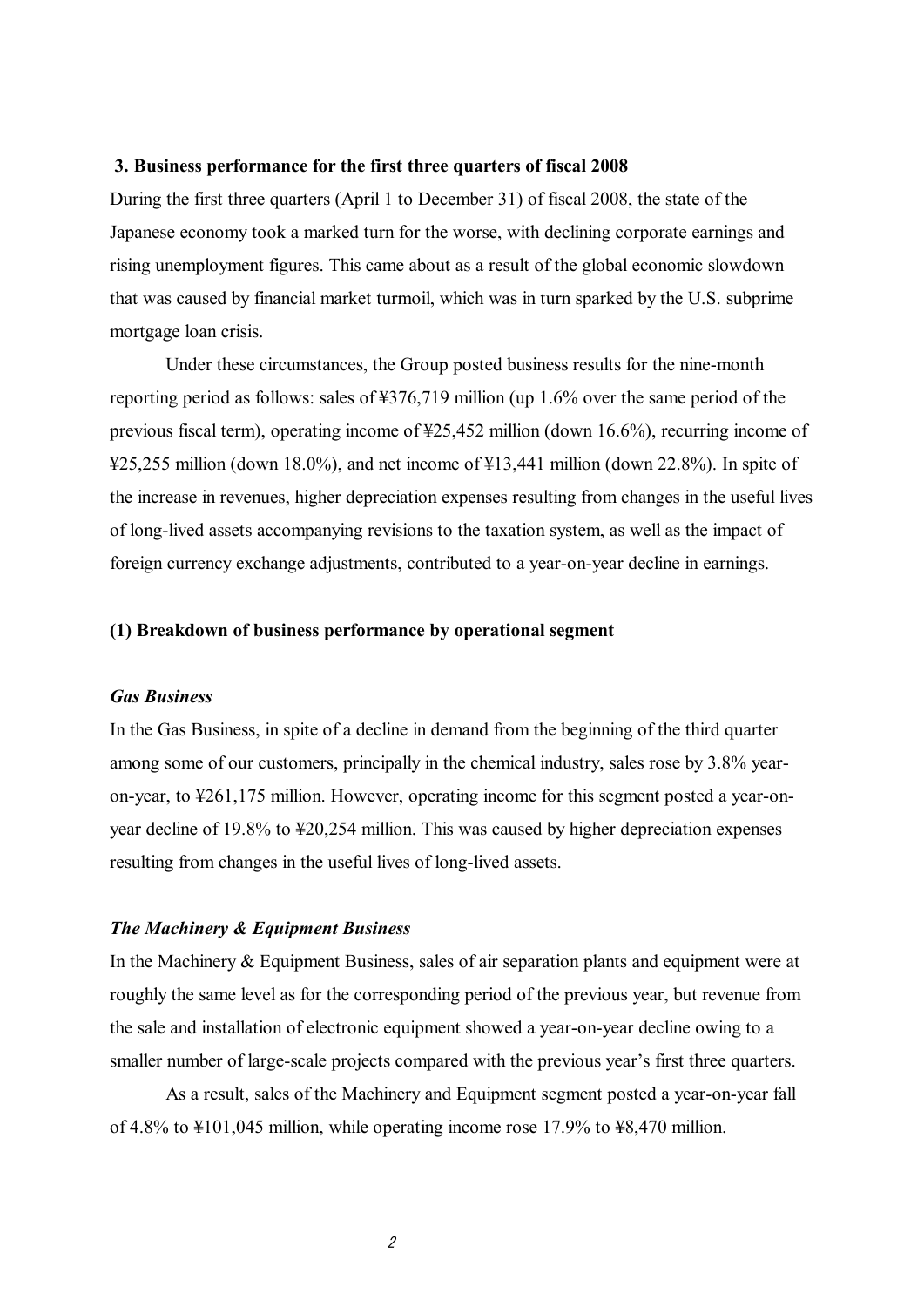### 3. Business performance for the first three quarters of fiscal 2008

During the first three quarters (April 1 to December 31) of fiscal 2008, the state of the Japanese economy took a marked turn for the worse, with declining corporate earnings and rising unemployment figures. This came about as a result of the global economic slowdown that was caused by financial market turmoil, which was in turn sparked by the U.S. subprime mortgage loan crisis.

Under these circumstances, the Group posted business results for the nine-month reporting period as follows: sales of ¥376,719 million (up 1.6% over the same period of the previous fiscal term), operating income of ¥25,452 million (down 16.6%), recurring income of ¥25,255 million (down 18.0%), and net income of ¥13,441 million (down 22.8%). In spite of the increase in revenues, higher depreciation expenses resulting from changes in the useful lives of long-lived assets accompanying revisions to the taxation system, as well as the impact of foreign currency exchange adjustments, contributed to a year-on-year decline in earnings.

#### (1) Breakdown of business performance by operational segment

***Gas Business***

In the Gas Business, in spite of a decline in demand from the beginning of the third quarter among some of our customers, principally in the chemical industry, sales rose by 3.8% year-on-year, to ¥261,175 million. However, operating income for this segment posted a year-on-year decline of 19.8% to ¥20,254 million. This was caused by higher depreciation expenses resulting from changes in the useful lives of long-lived assets.

***The Machinery & Equipment Business***

In the Machinery & Equipment Business, sales of air separation plants and equipment were at roughly the same level as for the corresponding period of the previous year, but revenue from the sale and installation of electronic equipment showed a year-on-year decline owing to a smaller number of large-scale projects compared with the previous year's first three quarters.

As a result, sales of the Machinery and Equipment segment posted a year-on-year fall of 4.8% to ¥101,045 million, while operating income rose 17.9% to ¥8,470 million.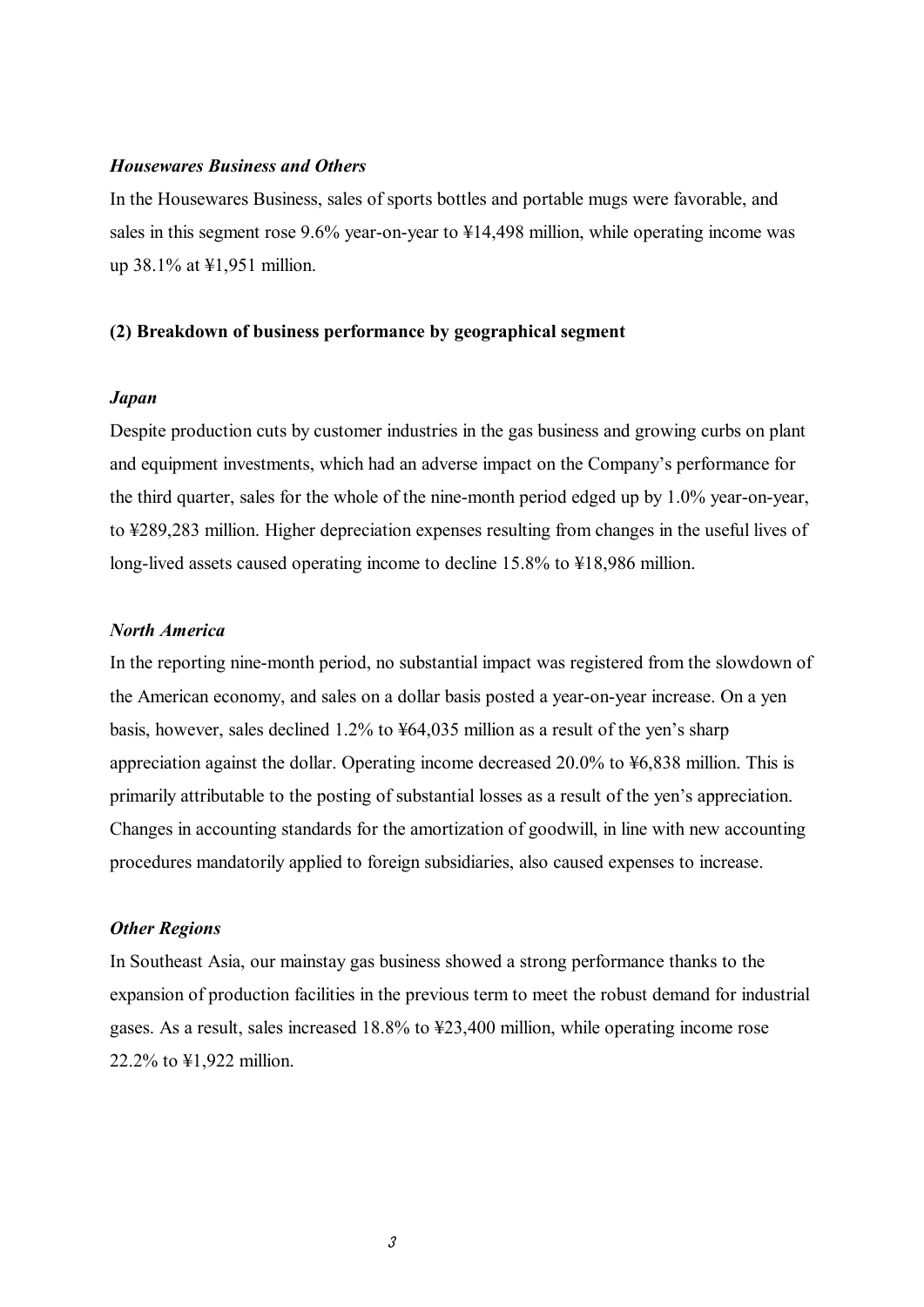***Housewares Business and Others***

In the Housewares Business, sales of sports bottles and portable mugs were favorable, and sales in this segment rose 9.6% year-on-year to ¥14,498 million, while operating income was up 38.1% at ¥1,951 million.

**(2) Breakdown of business performance by geographical segment**

***Japan***

Despite production cuts by customer industries in the gas business and growing curbs on plant and equipment investments, which had an adverse impact on the Company's performance for the third quarter, sales for the whole of the nine-month period edged up by 1.0% year-on-year, to ¥289,283 million. Higher depreciation expenses resulting from changes in the useful lives of long-lived assets caused operating income to decline 15.8% to ¥18,986 million.

***North America***

In the reporting nine-month period, no substantial impact was registered from the slowdown of the American economy, and sales on a dollar basis posted a year-on-year increase. On a yen basis, however, sales declined 1.2% to ¥64,035 million as a result of the yen's sharp appreciation against the dollar. Operating income decreased 20.0% to ¥6,838 million. This is primarily attributable to the posting of substantial losses as a result of the yen's appreciation. Changes in accounting standards for the amortization of goodwill, in line with new accounting procedures mandatorily applied to foreign subsidiaries, also caused expenses to increase.

***Other Regions***

In Southeast Asia, our mainstay gas business showed a strong performance thanks to the expansion of production facilities in the previous term to meet the robust demand for industrial gases. As a result, sales increased 18.8% to ¥23,400 million, while operating income rose 22.2% to ¥1,922 million.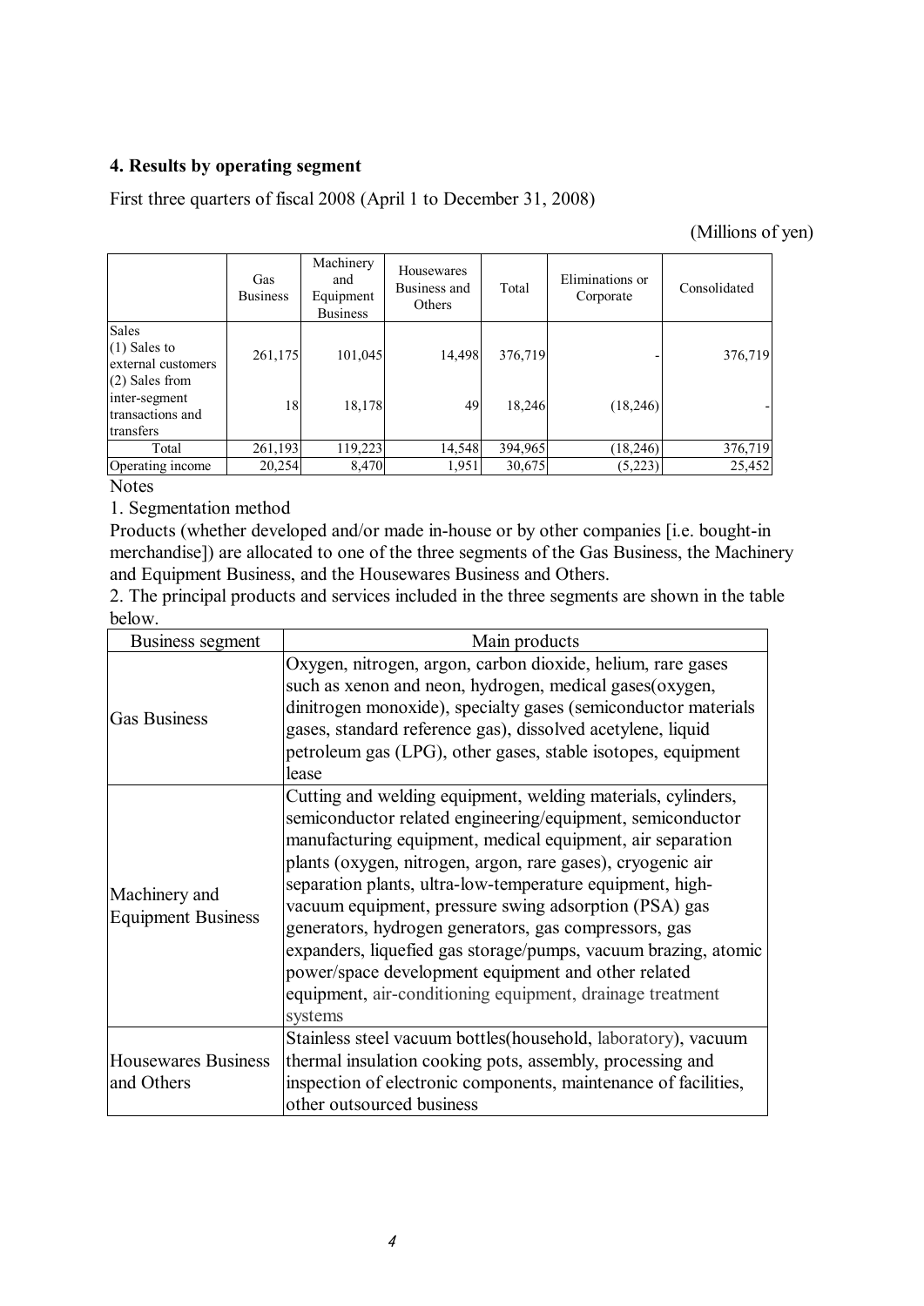### 4. Results by operating segment

First three quarters of fiscal 2008 (April 1 to December 31, 2008)

(Millions of yen)

| | Gas Business | Machinery and Equipment Business | Housewares Business and Others | Total | Eliminations or Corporate | Consolidated |
|---|---|---|---|---|---|---|
| Sales | | | | | | |
| (1) Sales to external customers | 261,175 | 101,045 | 14,498 | 376,719 | - | 376,719 |
| (2) Sales from inter-segment transactions and transfers | 18 | 18,178 | 49 | 18,246 | (18,246) | - |
| Total | 261,193 | 119,223 | 14,548 | 394,965 | (18,246) | 376,719 |
| Operating income | 20,254 | 8,470 | 1,951 | 30,675 | (5,223) | 25,452 |

Notes

1. Segmentation method

Products (whether developed and/or made in-house or by other companies [i.e. bought-in merchandise]) are allocated to one of the three segments of the Gas Business, the Machinery and Equipment Business, and the Housewares Business and Others.

2. The principal products and services included in the three segments are shown in the table below.

| Business segment | Main products |
|---|---|
| Gas Business | Oxygen, nitrogen, argon, carbon dioxide, helium, rare gases such as xenon and neon, hydrogen, medical gases(oxygen, dinitrogen monoxide), specialty gases (semiconductor materials gases, standard reference gas), dissolved acetylene, liquid petroleum gas (LPG), other gases, stable isotopes, equipment lease |
| Machinery and Equipment Business | Cutting and welding equipment, welding materials, cylinders, semiconductor related engineering/equipment, semiconductor manufacturing equipment, medical equipment, air separation plants (oxygen, nitrogen, argon, rare gases), cryogenic air separation plants, ultra-low-temperature equipment, high-vacuum equipment, pressure swing adsorption (PSA) gas generators, hydrogen generators, gas compressors, gas expanders, liquefied gas storage/pumps, vacuum brazing, atomic power/space development equipment and other related equipment, air-conditioning equipment, drainage treatment systems |
| Housewares Business and Others | Stainless steel vacuum bottles(household, laboratory), vacuum thermal insulation cooking pots, assembly, processing and inspection of electronic components, maintenance of facilities, other outsourced business |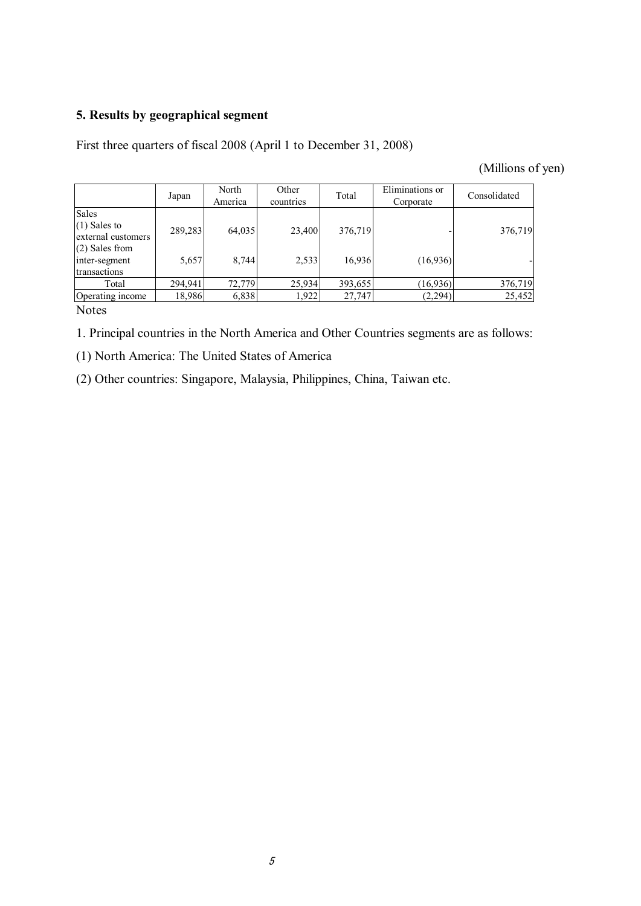## 5. Results by geographical segment

First three quarters of fiscal 2008 (April 1 to December 31, 2008)

(Millions of yen)

| | Japan | North America | Other countries | Total | Eliminations or Corporate | Consolidated |
|---|---|---|---|---|---|---|
| Sales | | | | | | |
| (1) Sales to external customers | 289,283 | 64,035 | 23,400 | 376,719 | - | 376,719 |
| (2) Sales from inter-segment transactions | 5,657 | 8,744 | 2,533 | 16,936 | (16,936) | - |
| Total | 294,941 | 72,779 | 25,934 | 393,655 | (16,936) | 376,719 |
| Operating income | 18,986 | 6,838 | 1,922 | 27,747 | (2,294) | 25,452 |

Notes

1. Principal countries in the North America and Other Countries segments are as follows:

(1) North America: The United States of America

(2) Other countries: Singapore, Malaysia, Philippines, China, Taiwan etc.